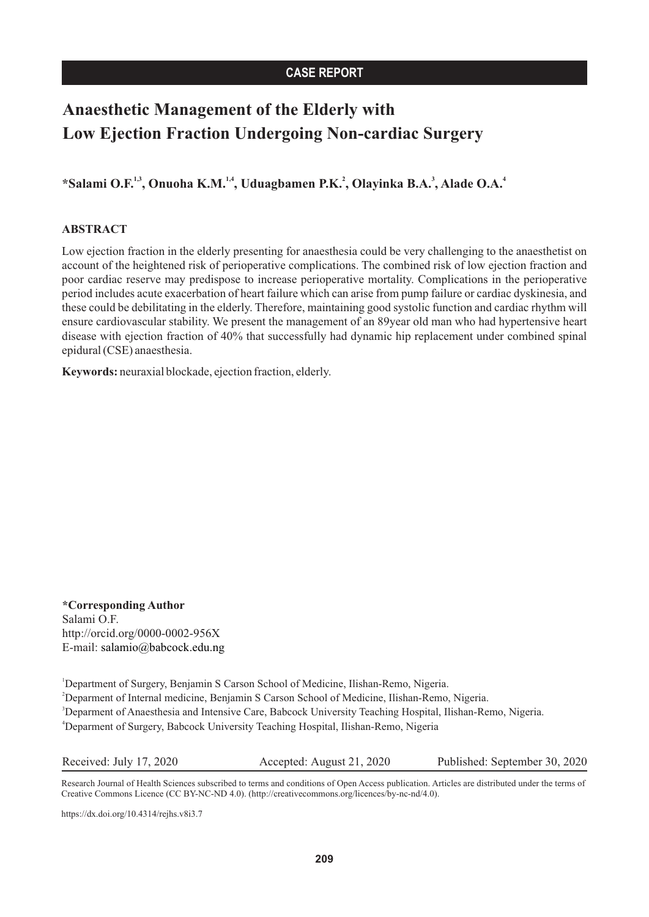**CASE REPORT**

# Anaesthetic Management of the Elderly with Low Ejection Fraction Undergoing Non-cardiac Surgery

**\*Salami O.F.[1,3], Onuoha K.M.[1,4], Uduagbamen P.K.[2], Olayinka B.A.[3], Alade O.A.[4]**

## ABSTRACT

Low ejection fraction in the elderly presenting for anaesthesia could be very challenging to the anaesthetist on account of the heightened risk of perioperative complications. The combined risk of low ejection fraction and poor cardiac reserve may predispose to increase perioperative mortality. Complications in the perioperative period includes acute exacerbation of heart failure which can arise from pump failure or cardiac dyskinesia, and these could be debilitating in the elderly. Therefore, maintaining good systolic function and cardiac rhythm will ensure cardiovascular stability. We present the management of an 89year old man who had hypertensive heart disease with ejection fraction of 40% that successfully had dynamic hip replacement under combined spinal epidural (CSE) anaesthesia.

**Keywords:** neuraxial blockade, ejection fraction, elderly.

**\*Corresponding Author**
Salami O.F.
http://orcid.org/0000-0002-956X
E-mail: salamio@babcock.edu.ng

[1]Department of Surgery, Benjamin S Carson School of Medicine, Ilishan-Remo, Nigeria.
[2]Deparment of Internal medicine, Benjamin S Carson School of Medicine, Ilishan-Remo, Nigeria.
[3]Deparment of Anaesthesia and Intensive Care, Babcock University Teaching Hospital, Ilishan-Remo, Nigeria.
[4]Deparment of Surgery, Babcock University Teaching Hospital, Ilishan-Remo, Nigeria

Received: July 17, 2020 Accepted: August 21, 2020 Published: September 30, 2020

Research Journal of Health Sciences subscribed to terms and conditions of Open Access publication. Articles are distributed under the terms of Creative Commons Licence (CC BY-NC-ND 4.0). (http://creativecommons.org/licences/by-nc-nd/4.0).

https://dx.doi.org/10.4314/rejhs.v8i3.7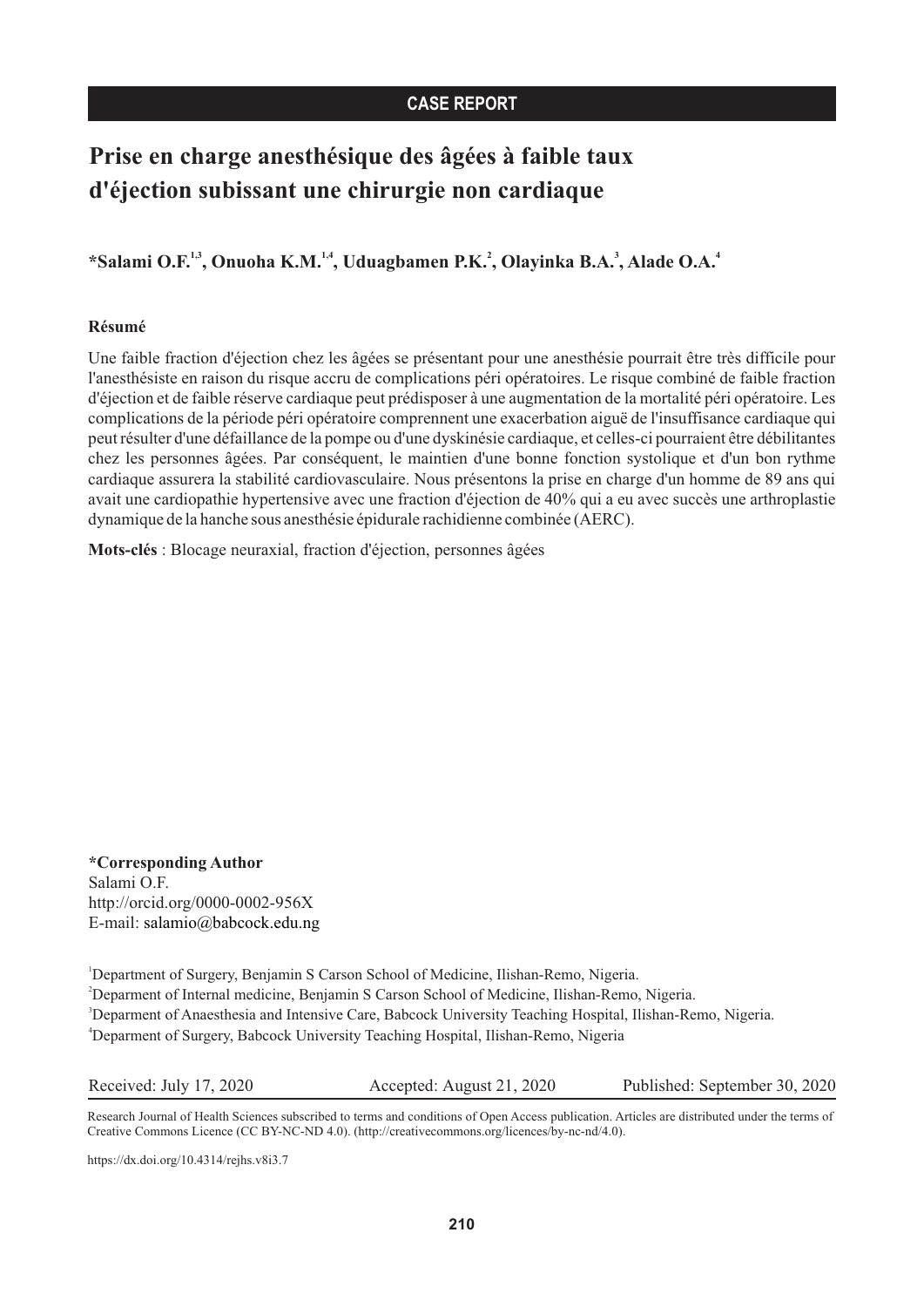**CASE REPORT**

# Prise en charge anesthésique des âgées à faible taux d'éjection subissant une chirurgie non cardiaque

**\*Salami O.F.[1,3], Onuoha K.M.[1,4], Uduagbamen P.K.[2], Olayinka B.A.[3], Alade O.A.[4]**

### Résumé

Une faible fraction d'éjection chez les âgées se présentant pour une anesthésie pourrait être très difficile pour l'anesthésiste en raison du risque accru de complications péri opératoires. Le risque combiné de faible fraction d'éjection et de faible réserve cardiaque peut prédisposer à une augmentation de la mortalité péri opératoire. Les complications de la période péri opératoire comprennent une exacerbation aiguë de l'insuffisance cardiaque qui peut résulter d'une défaillance de la pompe ou d'une dyskinésie cardiaque, et celles-ci pourraient être débilitantes chez les personnes âgées. Par conséquent, le maintien d'une bonne fonction systolique et d'un bon rythme cardiaque assurera la stabilité cardiovasculaire. Nous présentons la prise en charge d'un homme de 89 ans qui avait une cardiopathie hypertensive avec une fraction d'éjection de 40% qui a eu avec succès une arthroplastie dynamique de la hanche sous anesthésie épidurale rachidienne combinée (AERC).

**Mots-clés** : Blocage neuraxial, fraction d'éjection, personnes âgées

**\*Corresponding Author**
Salami O.F.
http://orcid.org/0000-0002-956X
E-mail: salamio@babcock.edu.ng

[1]Department of Surgery, Benjamin S Carson School of Medicine, Ilishan-Remo, Nigeria.
[2]Deparment of Internal medicine, Benjamin S Carson School of Medicine, Ilishan-Remo, Nigeria.
[3]Deparment of Anaesthesia and Intensive Care, Babcock University Teaching Hospital, Ilishan-Remo, Nigeria.
[4]Deparment of Surgery, Babcock University Teaching Hospital, Ilishan-Remo, Nigeria

Received: July 17, 2020 | Accepted: August 21, 2020 | Published: September 30, 2020

Research Journal of Health Sciences subscribed to terms and conditions of Open Access publication. Articles are distributed under the terms of Creative Commons Licence (CC BY-NC-ND 4.0). (http://creativecommons.org/licences/by-nc-nd/4.0).

https://dx.doi.org/10.4314/rejhs.v8i3.7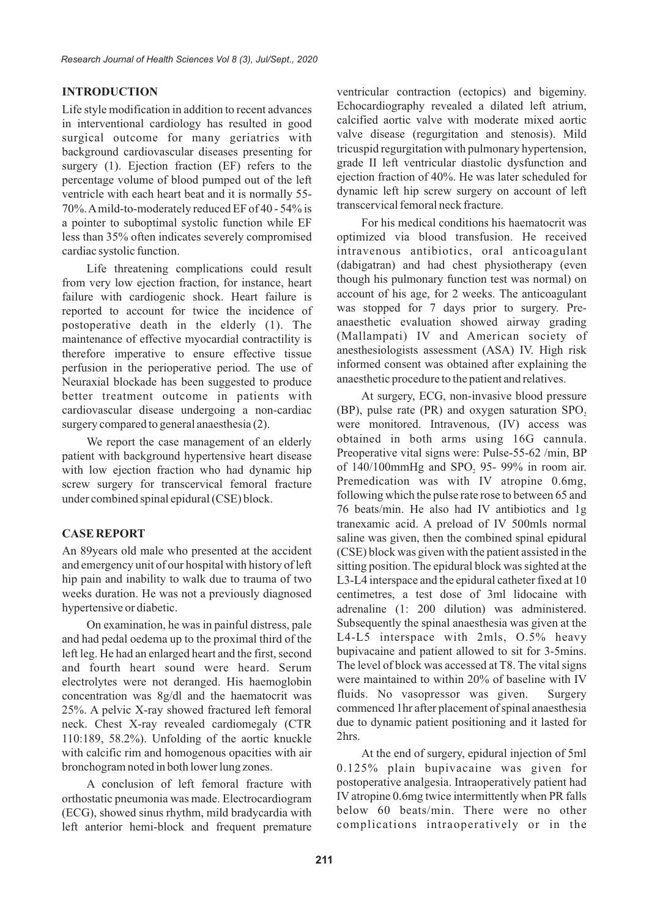## INTRODUCTION

Life style modification in addition to recent advances in interventional cardiology has resulted in good surgical outcome for many geriatrics with background cardiovascular diseases presenting for surgery (1). Ejection fraction (EF) refers to the percentage volume of blood pumped out of the left ventricle with each heart beat and it is normally 55-70%. A mild-to-moderately reduced EF of 40 - 54% is a pointer to suboptimal systolic function while EF less than 35% often indicates severely compromised cardiac systolic function.

Life threatening complications could result from very low ejection fraction, for instance, heart failure with cardiogenic shock. Heart failure is reported to account for twice the incidence of postoperative death in the elderly (1). The maintenance of effective myocardial contractility is therefore imperative to ensure effective tissue perfusion in the perioperative period. The use of Neuraxial blockade has been suggested to produce better treatment outcome in patients with cardiovascular disease undergoing a non-cardiac surgery compared to general anaesthesia (2).

We report the case management of an elderly patient with background hypertensive heart disease with low ejection fraction who had dynamic hip screw surgery for transcervical femoral fracture under combined spinal epidural (CSE) block.

## CASE REPORT

An 89years old male who presented at the accident and emergency unit of our hospital with history of left hip pain and inability to walk due to trauma of two weeks duration. He was not a previously diagnosed hypertensive or diabetic.

On examination, he was in painful distress, pale and had pedal oedema up to the proximal third of the left leg. He had an enlarged heart and the first, second and fourth heart sound were heard. Serum electrolytes were not deranged. His haemoglobin concentration was 8g/dl and the haematocrit was 25%. A pelvic X-ray showed fractured left femoral neck. Chest X-ray revealed cardiomegaly (CTR 110:189, 58.2%). Unfolding of the aortic knuckle with calcific rim and homogenous opacities with air bronchogram noted in both lower lung zones.

A conclusion of left femoral fracture with orthostatic pneumonia was made. Electrocardiogram (ECG), showed sinus rhythm, mild bradycardia with left anterior hemi-block and frequent premature ventricular contraction (ectopics) and bigeminy. Echocardiography revealed a dilated left atrium, calcified aortic valve with moderate mixed aortic valve disease (regurgitation and stenosis). Mild tricuspid regurgitation with pulmonary hypertension, grade II left ventricular diastolic dysfunction and ejection fraction of 40%. He was later scheduled for dynamic left hip screw surgery on account of left transcervical femoral neck fracture.

For his medical conditions his haematocrit was optimized via blood transfusion. He received intravenous antibiotics, oral anticoagulant (dabigatran) and had chest physiotherapy (even though his pulmonary function test was normal) on account of his age, for 2 weeks. The anticoagulant was stopped for 7 days prior to surgery. Pre-anaesthetic evaluation showed airway grading (Mallampati) IV and American society of anesthesiologists assessment (ASA) IV. High risk informed consent was obtained after explaining the anaesthetic procedure to the patient and relatives.

At surgery, ECG, non-invasive blood pressure (BP), pulse rate (PR) and oxygen saturation $SPO_2$ were monitored. Intravenous, (IV) access was obtained in both arms using 16G cannula. Preoperative vital signs were: Pulse-55-62 /min, BP of 140/100mmHg and $SPO_2$ 95- 99% in room air. Premedication was with IV atropine 0.6mg, following which the pulse rate rose to between 65 and 76 beats/min. He also had IV antibiotics and 1g tranexamic acid. A preload of IV 500mls normal saline was given, then the combined spinal epidural (CSE) block was given with the patient assisted in the sitting position. The epidural block was sighted at the L3-L4 interspace and the epidural catheter fixed at 10 centimetres, a test dose of 3ml lidocaine with adrenaline (1: 200 dilution) was administered. Subsequently the spinal anaesthesia was given at the L4-L5 interspace with 2mls, O.5% heavy bupivacaine and patient allowed to sit for 3-5mins. The level of block was accessed at T8. The vital signs were maintained to within 20% of baseline with IV fluids. No vasopressor was given. Surgery commenced 1hr after placement of spinal anaesthesia due to dynamic patient positioning and it lasted for 2hrs.

At the end of surgery, epidural injection of 5ml 0.125% plain bupivacaine was given for postoperative analgesia. Intraoperatively patient had IV atropine 0.6mg twice intermittently when PR falls below 60 beats/min. There were no other complications intraoperatively or in the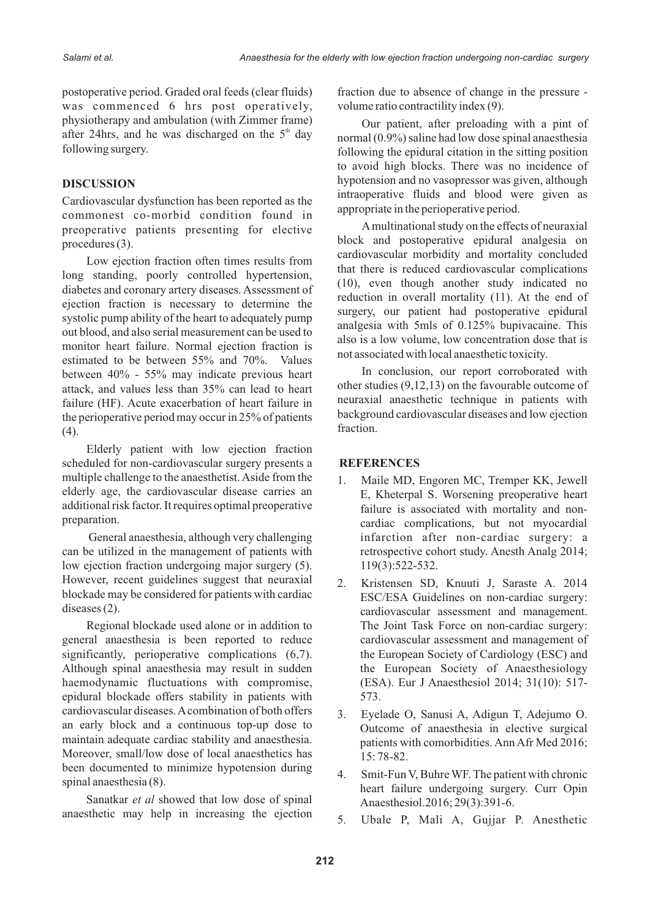postoperative period. Graded oral feeds (clear fluids) was commenced 6 hrs post operatively, physiotherapy and ambulation (with Zimmer frame) after 24hrs, and he was discharged on the 5th day following surgery.

## DISCUSSION

Cardiovascular dysfunction has been reported as the commonest co-morbid condition found in preoperative patients presenting for elective procedures (3).

Low ejection fraction often times results from long standing, poorly controlled hypertension, diabetes and coronary artery diseases. Assessment of ejection fraction is necessary to determine the systolic pump ability of the heart to adequately pump out blood, and also serial measurement can be used to monitor heart failure. Normal ejection fraction is estimated to be between 55% and 70%. Values between 40% - 55% may indicate previous heart attack, and values less than 35% can lead to heart failure (HF). Acute exacerbation of heart failure in the perioperative period may occur in 25% of patients (4).

Elderly patient with low ejection fraction scheduled for non-cardiovascular surgery presents a multiple challenge to the anaesthetist. Aside from the elderly age, the cardiovascular disease carries an additional risk factor. It requires optimal preoperative preparation.

General anaesthesia, although very challenging can be utilized in the management of patients with low ejection fraction undergoing major surgery (5). However, recent guidelines suggest that neuraxial blockade may be considered for patients with cardiac diseases (2).

Regional blockade used alone or in addition to general anaesthesia is been reported to reduce significantly, perioperative complications (6,7). Although spinal anaesthesia may result in sudden haemodynamic fluctuations with compromise, epidural blockade offers stability in patients with cardiovascular diseases. A combination of both offers an early block and a continuous top-up dose to maintain adequate cardiac stability and anaesthesia. Moreover, small/low dose of local anaesthetics has been documented to minimize hypotension during spinal anaesthesia (8).

Sanatkar *et al* showed that low dose of spinal anaesthetic may help in increasing the ejection fraction due to absence of change in the pressure - volume ratio contractility index (9).

Our patient, after preloading with a pint of normal (0.9%) saline had low dose spinal anaesthesia following the epidural citation in the sitting position to avoid high blocks. There was no incidence of hypotension and no vasopressor was given, although intraoperative fluids and blood were given as appropriate in the perioperative period.

A multinational study on the effects of neuraxial block and postoperative epidural analgesia on cardiovascular morbidity and mortality concluded that there is reduced cardiovascular complications (10), even though another study indicated no reduction in overall mortality (11). At the end of surgery, our patient had postoperative epidural analgesia with 5mls of 0.125% bupivacaine. This also is a low volume, low concentration dose that is not associated with local anaesthetic toxicity.

In conclusion, our report corroborated with other studies (9,12,13) on the favourable outcome of neuraxial anaesthetic technique in patients with background cardiovascular diseases and low ejection fraction.

## REFERENCES

1. Maile MD, Engoren MC, Tremper KK, Jewell E, Kheterpal S. Worsening preoperative heart failure is associated with mortality and non-cardiac complications, but not myocardial infarction after non-cardiac surgery: a retrospective cohort study. Anesth Analg 2014; 119(3):522-532.
2. Kristensen SD, Knuuti J, Saraste A. 2014 ESC/ESA Guidelines on non-cardiac surgery: cardiovascular assessment and management. The Joint Task Force on non-cardiac surgery: cardiovascular assessment and management of the European Society of Cardiology (ESC) and the European Society of Anaesthesiology (ESA). Eur J Anaesthesiol 2014; 31(10): 517-573.
3. Eyelade O, Sanusi A, Adigun T, Adejumo O. Outcome of anaesthesia in elective surgical patients with comorbidities. Ann Afr Med 2016; 15: 78-82.
4. Smit-Fun V, Buhre WF. The patient with chronic heart failure undergoing surgery. Curr Opin Anaesthesiol. 2016; 29(3):391-6.
5. Ubale P, Mali A, Gujjar P. Anesthetic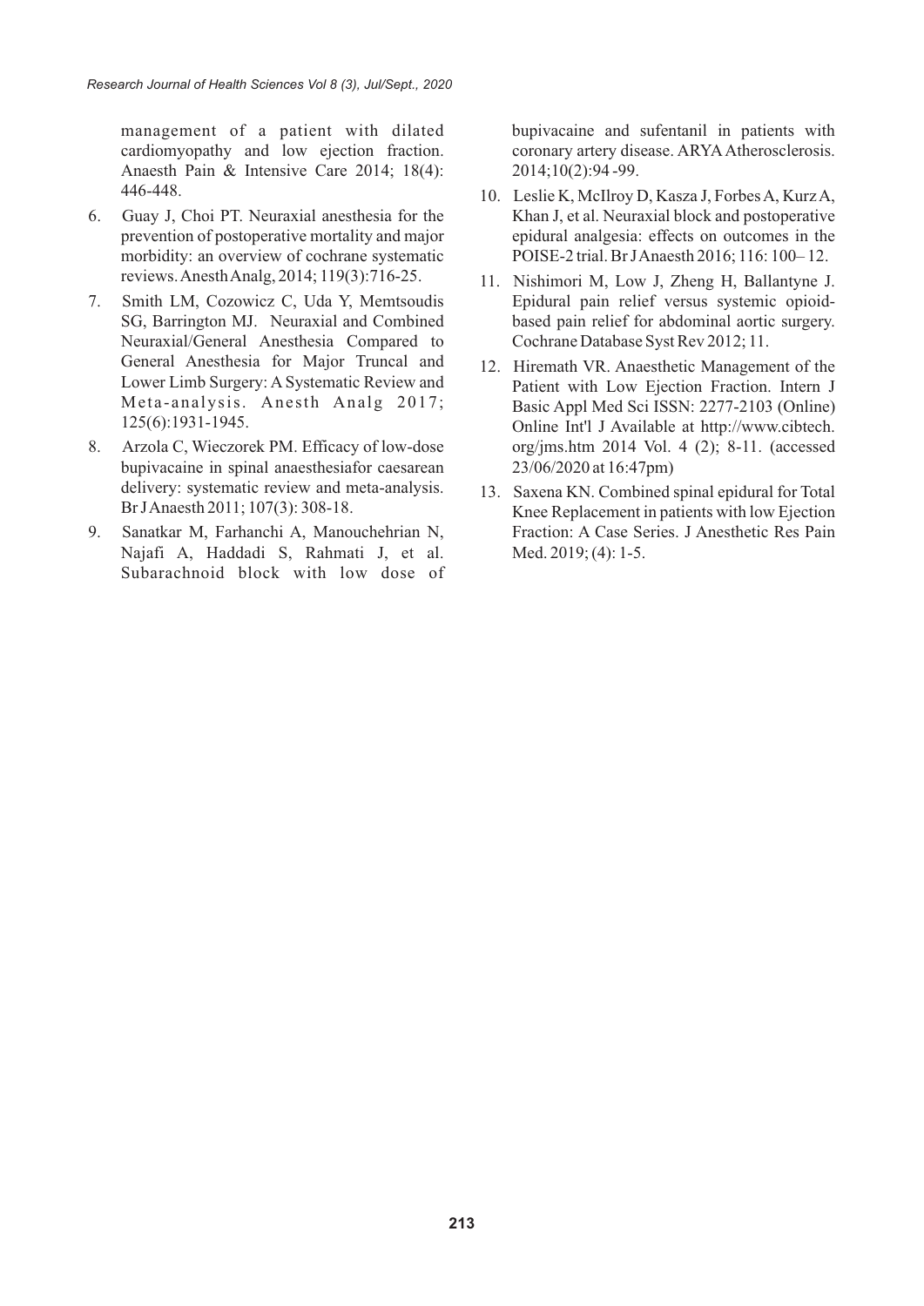management of a patient with dilated cardiomyopathy and low ejection fraction. Anaesth Pain & Intensive Care 2014; 18(4): 446-448.

6. Guay J, Choi PT. Neuraxial anesthesia for the prevention of postoperative mortality and major morbidity: an overview of cochrane systematic reviews. Anesth Analg, 2014; 119(3):716-25.
7. Smith LM, Cozowicz C, Uda Y, Memtsoudis SG, Barrington MJ. Neuraxial and Combined Neuraxial/General Anesthesia Compared to General Anesthesia for Major Truncal and Lower Limb Surgery: A Systematic Review and Meta-analysis. Anesth Analg 2017; 125(6):1931-1945.
8. Arzola C, Wieczorek PM. Efficacy of low-dose bupivacaine in spinal anaesthesiafor caesarean delivery: systematic review and meta-analysis. Br J Anaesth 2011; 107(3): 308-18.
9. Sanatkar M, Farhanchi A, Manouchehrian N, Najafi A, Haddadi S, Rahmati J, et al. Subarachnoid block with low dose of bupivacaine and sufentanil in patients with coronary artery disease. ARYA Atherosclerosis. 2014;10(2):94 -99.
10. Leslie K, McIlroy D, Kasza J, Forbes A, Kurz A, Khan J, et al. Neuraxial block and postoperative epidural analgesia: effects on outcomes in the POISE-2 trial. Br J Anaesth 2016; 116: 100– 12.
11. Nishimori M, Low J, Zheng H, Ballantyne J. Epidural pain relief versus systemic opioid-based pain relief for abdominal aortic surgery. Cochrane Database Syst Rev 2012; 11.
12. Hiremath VR. Anaesthetic Management of the Patient with Low Ejection Fraction. Intern J Basic Appl Med Sci ISSN: 2277-2103 (Online) Online Int'l J Available at http://www.cibtech.org/jms.htm 2014 Vol. 4 (2); 8-11. (accessed 23/06/2020 at 16:47pm)
13. Saxena KN. Combined spinal epidural for Total Knee Replacement in patients with low Ejection Fraction: A Case Series. J Anesthetic Res Pain Med. 2019; (4): 1-5.